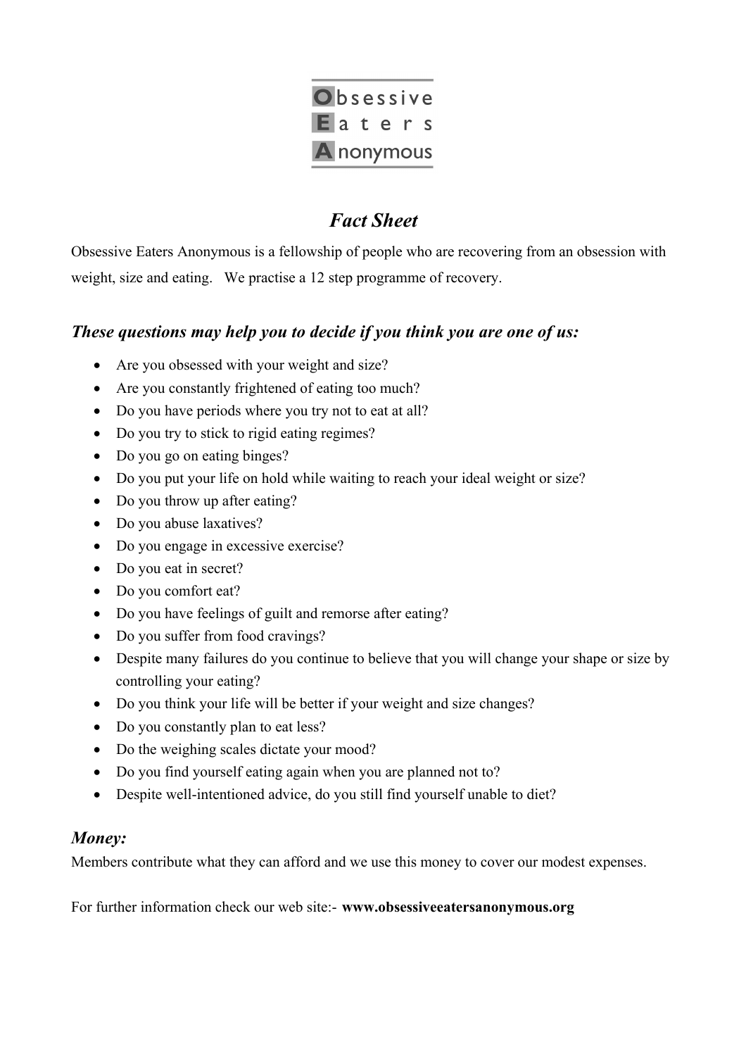Obsessive
Eaters
Anonymous

# *Fact Sheet*

Obsessive Eaters Anonymous is a fellowship of people who are recovering from an obsession with weight, size and eating. We practise a 12 step programme of recovery.

## *These questions may help you to decide if you think you are one of us:*

- Are you obsessed with your weight and size?
- Are you constantly frightened of eating too much?
- Do you have periods where you try not to eat at all?
- Do you try to stick to rigid eating regimes?
- Do you go on eating binges?
- Do you put your life on hold while waiting to reach your ideal weight or size?
- Do you throw up after eating?
- Do you abuse laxatives?
- Do you engage in excessive exercise?
- Do you eat in secret?
- Do you comfort eat?
- Do you have feelings of guilt and remorse after eating?
- Do you suffer from food cravings?
- Despite many failures do you continue to believe that you will change your shape or size by controlling your eating?
- Do you think your life will be better if your weight and size changes?
- Do you constantly plan to eat less?
- Do the weighing scales dictate your mood?
- Do you find yourself eating again when you are planned not to?
- Despite well-intentioned advice, do you still find yourself unable to diet?

## *Money:*

Members contribute what they can afford and we use this money to cover our modest expenses.

For further information check our web site:- **www.obsessiveeatersanonymous.org**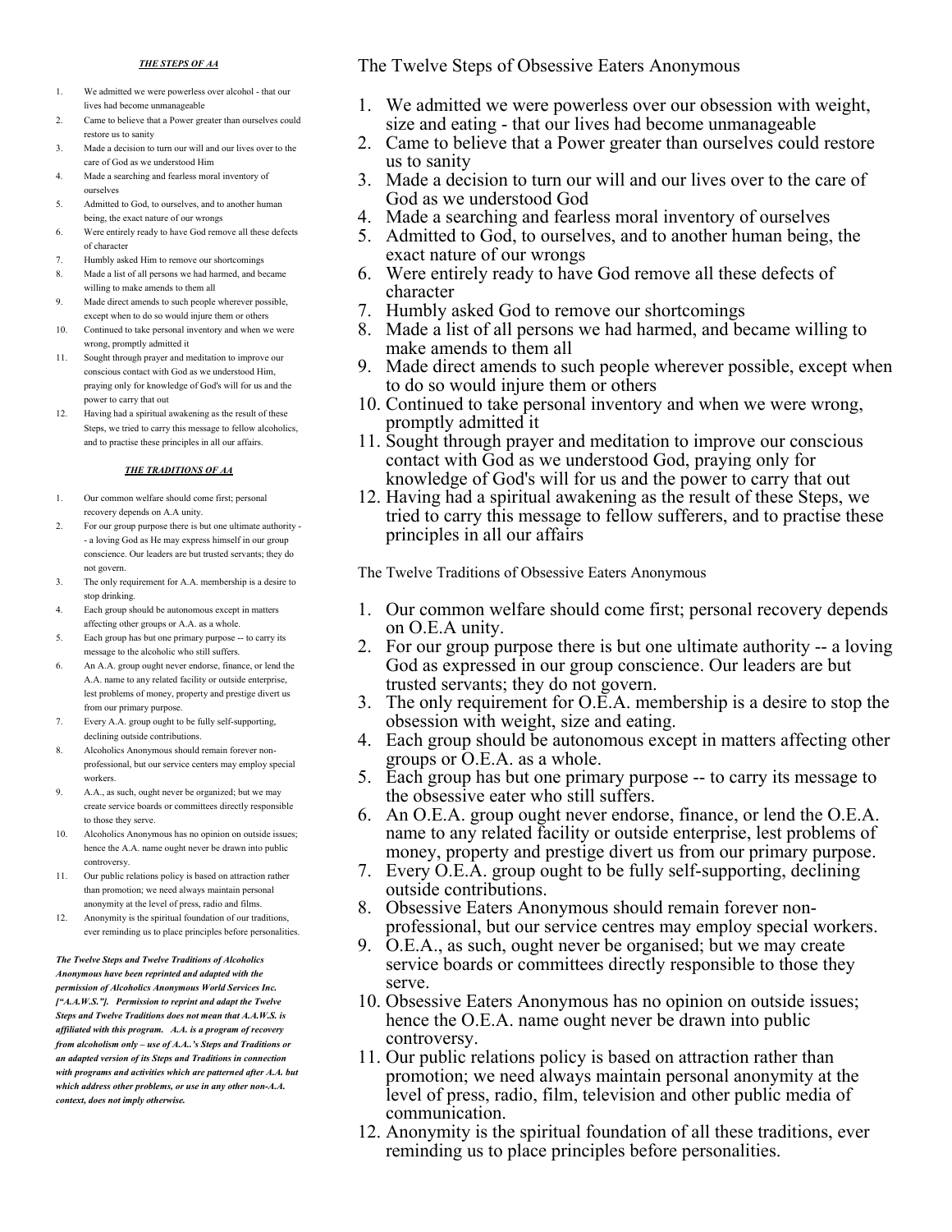## *THE STEPS OF AA*

1. We admitted we were powerless over alcohol - that our lives had become unmanageable
2. Came to believe that a Power greater than ourselves could restore us to sanity
3. Made a decision to turn our will and our lives over to the care of God as we understood Him
4. Made a searching and fearless moral inventory of ourselves
5. Admitted to God, to ourselves, and to another human being, the exact nature of our wrongs
6. Were entirely ready to have God remove all these defects of character
7. Humbly asked Him to remove our shortcomings
8. Made a list of all persons we had harmed, and became willing to make amends to them all
9. Made direct amends to such people wherever possible, except when to do so would injure them or others
10. Continued to take personal inventory and when we were wrong, promptly admitted it
11. Sought through prayer and meditation to improve our conscious contact with God as we understood Him, praying only for knowledge of God's will for us and the power to carry that out
12. Having had a spiritual awakening as the result of these Steps, we tried to carry this message to fellow alcoholics, and to practise these principles in all our affairs.

## *THE TRADITIONS OF AA*

1. Our common welfare should come first; personal recovery depends on A.A unity.
2. For our group purpose there is but one ultimate authority -- a loving God as He may express himself in our group conscience. Our leaders are but trusted servants; they do not govern.
3. The only requirement for A.A. membership is a desire to stop drinking.
4. Each group should be autonomous except in matters affecting other groups or A.A. as a whole.
5. Each group has but one primary purpose -- to carry its message to the alcoholic who still suffers.
6. An A.A. group ought never endorse, finance, or lend the A.A. name to any related facility or outside enterprise, lest problems of money, property and prestige divert us from our primary purpose.
7. Every A.A. group ought to be fully self-supporting, declining outside contributions.
8. Alcoholics Anonymous should remain forever non-professional, but our service centers may employ special workers.
9. A.A., as such, ought never be organized; but we may create service boards or committees directly responsible to those they serve.
10. Alcoholics Anonymous has no opinion on outside issues; hence the A.A. name ought never be drawn into public controversy.
11. Our public relations policy is based on attraction rather than promotion; we need always maintain personal anonymity at the level of press, radio and films.
12. Anonymity is the spiritual foundation of our traditions, ever reminding us to place principles before personalities.

***The Twelve Steps and Twelve Traditions of Alcoholics Anonymous have been reprinted and adapted with the permission of Alcoholics Anonymous World Services Inc. ["A.A.W.S."]. Permission to reprint and adapt the Twelve Steps and Twelve Traditions does not mean that A.A.W.S. is affiliated with this program. A.A. is a program of recovery from alcoholism only – use of A.A..'s Steps and Traditions or an adapted version of its Steps and Traditions in connection with programs and activities which are patterned after A.A. but which address other problems, or use in any other non-A.A. context, does not imply otherwise.***

## The Twelve Steps of Obsessive Eaters Anonymous

1. We admitted we were powerless over our obsession with weight, size and eating - that our lives had become unmanageable
2. Came to believe that a Power greater than ourselves could restore us to sanity
3. Made a decision to turn our will and our lives over to the care of God as we understood God
4. Made a searching and fearless moral inventory of ourselves
5. Admitted to God, to ourselves, and to another human being, the exact nature of our wrongs
6. Were entirely ready to have God remove all these defects of character
7. Humbly asked God to remove our shortcomings
8. Made a list of all persons we had harmed, and became willing to make amends to them all
9. Made direct amends to such people wherever possible, except when to do so would injure them or others
10. Continued to take personal inventory and when we were wrong, promptly admitted it
11. Sought through prayer and meditation to improve our conscious contact with God as we understood God, praying only for knowledge of God's will for us and the power to carry that out
12. Having had a spiritual awakening as the result of these Steps, we tried to carry this message to fellow sufferers, and to practise these principles in all our affairs

## The Twelve Traditions of Obsessive Eaters Anonymous

1. Our common welfare should come first; personal recovery depends on O.E.A unity.
2. For our group purpose there is but one ultimate authority -- a loving God as expressed in our group conscience. Our leaders are but trusted servants; they do not govern.
3. The only requirement for O.E.A. membership is a desire to stop the obsession with weight, size and eating.
4. Each group should be autonomous except in matters affecting other groups or O.E.A. as a whole.
5. Each group has but one primary purpose -- to carry its message to the obsessive eater who still suffers.
6. An O.E.A. group ought never endorse, finance, or lend the O.E.A. name to any related facility or outside enterprise, lest problems of money, property and prestige divert us from our primary purpose.
7. Every O.E.A. group ought to be fully self-supporting, declining outside contributions.
8. Obsessive Eaters Anonymous should remain forever non-professional, but our service centres may employ special workers.
9. O.E.A., as such, ought never be organised; but we may create service boards or committees directly responsible to those they serve.
10. Obsessive Eaters Anonymous has no opinion on outside issues; hence the O.E.A. name ought never be drawn into public controversy.
11. Our public relations policy is based on attraction rather than promotion; we need always maintain personal anonymity at the level of press, radio, film, television and other public media of communication.
12. Anonymity is the spiritual foundation of all these traditions, ever reminding us to place principles before personalities.